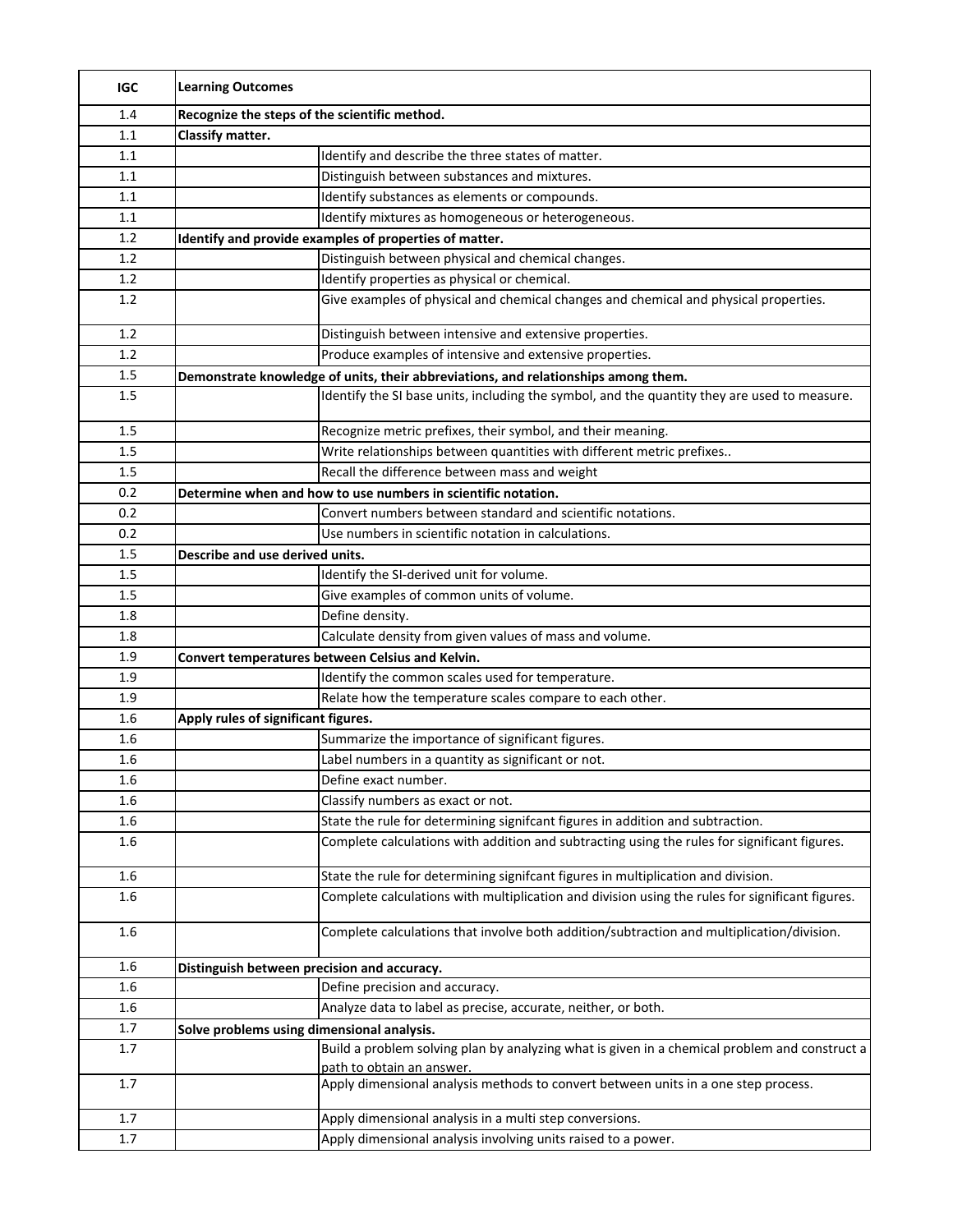| IGC | Learning Outcomes | |
|---|---|---|
| 1.4 | **Recognize the steps of the scientific method.** | |
| 1.1 | **Classify matter.** | |
| 1.1 | | Identify and describe the three states of matter. |
| 1.1 | | Distinguish between substances and mixtures. |
| 1.1 | | Identify substances as elements or compounds. |
| 1.1 | | Identify mixtures as homogeneous or heterogeneous. |
| 1.2 | **Identify and provide examples of properties of matter.** | |
| 1.2 | | Distinguish between physical and chemical changes. |
| 1.2 | | Identify properties as physical or chemical. |
| 1.2 | | Give examples of physical and chemical changes and chemical and physical properties. |
| 1.2 | | Distinguish between intensive and extensive properties. |
| 1.2 | | Produce examples of intensive and extensive properties. |
| 1.5 | **Demonstrate knowledge of units, their abbreviations, and relationships among them.** | |
| 1.5 | | Identify the SI base units, including the symbol, and the quantity they are used to measure. |
| 1.5 | | Recognize metric prefixes, their symbol, and their meaning. |
| 1.5 | | Write relationships between quantities with different metric prefixes.. |
| 1.5 | | Recall the difference between mass and weight |
| 0.2 | **Determine when and how to use numbers in scientific notation.** | |
| 0.2 | | Convert numbers between standard and scientific notations. |
| 0.2 | | Use numbers in scientific notation in calculations. |
| 1.5 | **Describe and use derived units.** | |
| 1.5 | | Identify the SI-derived unit for volume. |
| 1.5 | | Give examples of common units of volume. |
| 1.8 | | Define density. |
| 1.8 | | Calculate density from given values of mass and volume. |
| 1.9 | **Convert temperatures between Celsius and Kelvin.** | |
| 1.9 | | Identify the common scales used for temperature. |
| 1.9 | | Relate how the temperature scales compare to each other. |
| 1.6 | **Apply rules of significant figures.** | |
| 1.6 | | Summarize the importance of significant figures. |
| 1.6 | | Label numbers in a quantity as significant or not. |
| 1.6 | | Define exact number. |
| 1.6 | | Classify numbers as exact or not. |
| 1.6 | | State the rule for determining signifcant figures in addition and subtraction. |
| 1.6 | | Complete calculations with addition and subtracting using the rules for significant figures. |
| 1.6 | | State the rule for determining signifcant figures in multiplication and division. |
| 1.6 | | Complete calculations with multiplication and division using the rules for significant figures. |
| 1.6 | | Complete calculations that involve both addition/subtraction and multiplication/division. |
| 1.6 | **Distinguish between precision and accuracy.** | |
| 1.6 | | Define precision and accuracy. |
| 1.6 | | Analyze data to label as precise, accurate, neither, or both. |
| 1.7 | **Solve problems using dimensional analysis.** | |
| 1.7 | | Build a problem solving plan by analyzing what is given in a chemical problem and construct a path to obtain an answer. |
| 1.7 | | Apply dimensional analysis methods to convert between units in a one step process. |
| 1.7 | | Apply dimensional analysis in a multi step conversions. |
| 1.7 | | Apply dimensional analysis involving units raised to a power. |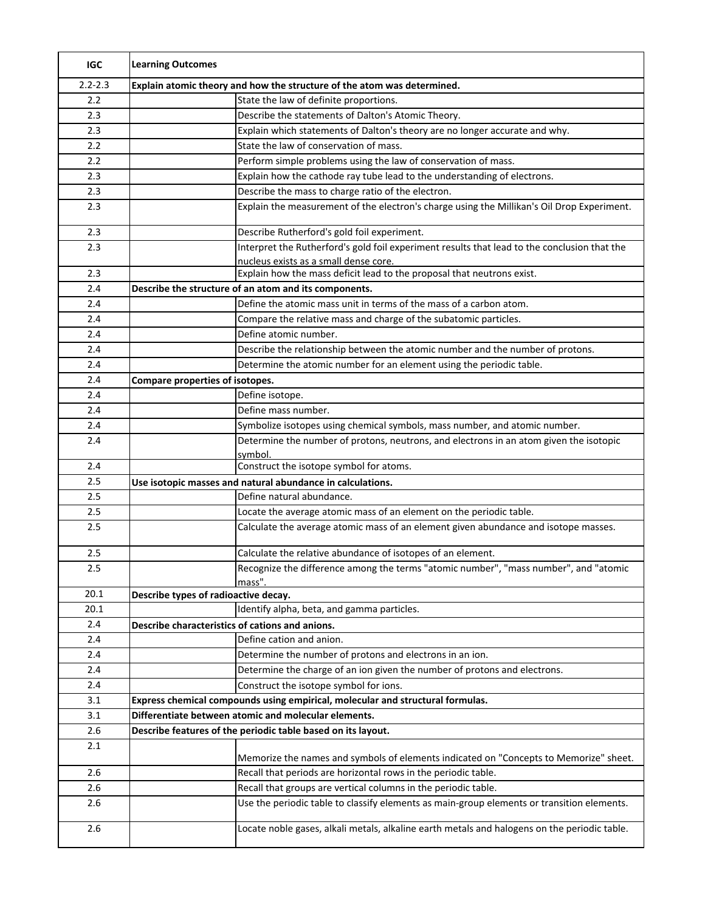| IGC | Learning Outcomes | |
|---|---|---|
| 2.2-2.3 | **Explain atomic theory and how the structure of the atom was determined.** | |
| 2.2 | | State the law of definite proportions. |
| 2.3 | | Describe the statements of Dalton's Atomic Theory. |
| 2.3 | | Explain which statements of Dalton's theory are no longer accurate and why. |
| 2.2 | | State the law of conservation of mass. |
| 2.2 | | Perform simple problems using the law of conservation of mass. |
| 2.3 | | Explain how the cathode ray tube lead to the understanding of electrons. |
| 2.3 | | Describe the mass to charge ratio of the electron. |
| 2.3 | | Explain the measurement of the electron's charge using the Millikan's Oil Drop Experiment. |
| 2.3 | | Describe Rutherford's gold foil experiment. |
| 2.3 | | Interpret the Rutherford's gold foil experiment results that lead to the conclusion that the nucleus exists as a small dense core. |
| 2.3 | | Explain how the mass deficit lead to the proposal that neutrons exist. |
| 2.4 | **Describe the structure of an atom and its components.** | |
| 2.4 | | Define the atomic mass unit in terms of the mass of a carbon atom. |
| 2.4 | | Compare the relative mass and charge of the subatomic particles. |
| 2.4 | | Define atomic number. |
| 2.4 | | Describe the relationship between the atomic number and the number of protons. |
| 2.4 | | Determine the atomic number for an element using the periodic table. |
| 2.4 | **Compare properties of isotopes.** | |
| 2.4 | | Define isotope. |
| 2.4 | | Define mass number. |
| 2.4 | | Symbolize isotopes using chemical symbols, mass number, and atomic number. |
| 2.4 | | Determine the number of protons, neutrons, and electrons in an atom given the isotopic symbol. |
| 2.4 | | Construct the isotope symbol for atoms. |
| 2.5 | **Use isotopic masses and natural abundance in calculations.** | |
| 2.5 | | Define natural abundance. |
| 2.5 | | Locate the average atomic mass of an element on the periodic table. |
| 2.5 | | Calculate the average atomic mass of an element given abundance and isotope masses. |
| 2.5 | | Calculate the relative abundance of isotopes of an element. |
| 2.5 | | Recognize the difference among the terms "atomic number", "mass number", and "atomic mass". |
| 20.1 | **Describe types of radioactive decay.** | |
| 20.1 | | Identify alpha, beta, and gamma particles. |
| 2.4 | **Describe characteristics of cations and anions.** | |
| 2.4 | | Define cation and anion. |
| 2.4 | | Determine the number of protons and electrons in an ion. |
| 2.4 | | Determine the charge of an ion given the number of protons and electrons. |
| 2.4 | | Construct the isotope symbol for ions. |
| 3.1 | **Express chemical compounds using empirical, molecular and structural formulas.** | |
| 3.1 | **Differentiate between atomic and molecular elements.** | |
| 2.6 | **Describe features of the periodic table based on its layout.** | |
| 2.1 | | Memorize the names and symbols of elements indicated on "Concepts to Memorize" sheet. |
| 2.6 | | Recall that periods are horizontal rows in the periodic table. |
| 2.6 | | Recall that groups are vertical columns in the periodic table. |
| 2.6 | | Use the periodic table to classify elements as main-group elements or transition elements. |
| 2.6 | | Locate noble gases, alkali metals, alkaline earth metals and halogens on the periodic table. |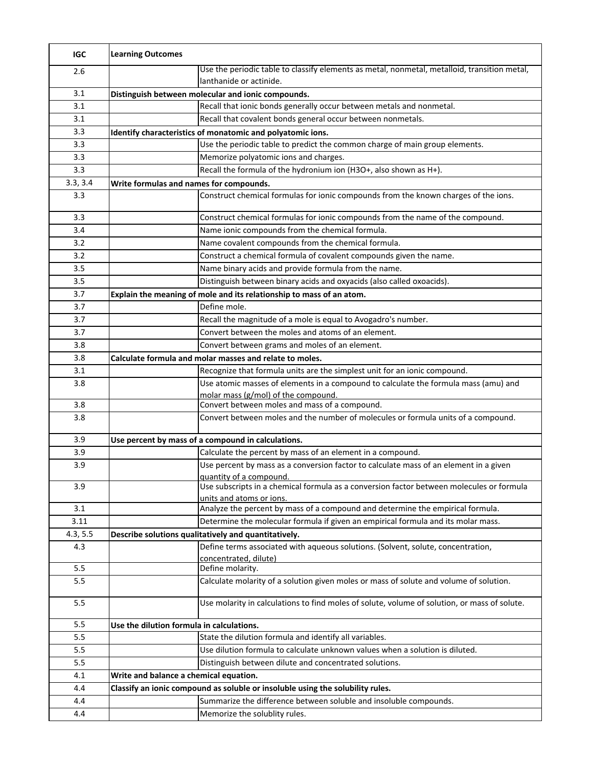| IGC | Learning Outcomes | |
|---|---|---|
| 2.6 | | Use the periodic table to classify elements as metal, nonmetal, metalloid, transition metal, lanthanide or actinide. |
| 3.1 | **Distinguish between molecular and ionic compounds.** | |
| 3.1 | | Recall that ionic bonds generally occur between metals and nonmetal. |
| 3.1 | | Recall that covalent bonds general occur between nonmetals. |
| 3.3 | **Identify characteristics of monatomic and polyatomic ions.** | |
| 3.3 | | Use the periodic table to predict the common charge of main group elements. |
| 3.3 | | Memorize polyatomic ions and charges. |
| 3.3 | | Recall the formula of the hydronium ion ($H_3O^+$, also shown as $H^+$). |
| 3.3, 3.4 | **Write formulas and names for compounds.** | |
| 3.3 | | Construct chemical formulas for ionic compounds from the known charges of the ions. |
| 3.3 | | Construct chemical formulas for ionic compounds from the name of the compound. |
| 3.4 | | Name ionic compounds from the chemical formula. |
| 3.2 | | Name covalent compounds from the chemical formula. |
| 3.2 | | Construct a chemical formula of covalent compounds given the name. |
| 3.5 | | Name binary acids and provide formula from the name. |
| 3.5 | | Distinguish between binary acids and oxyacids (also called oxoacids). |
| 3.7 | **Explain the meaning of mole and its relationship to mass of an atom.** | |
| 3.7 | | Define mole. |
| 3.7 | | Recall the magnitude of a mole is equal to Avogadro's number. |
| 3.7 | | Convert between the moles and atoms of an element. |
| 3.8 | | Convert between grams and moles of an element. |
| 3.8 | **Calculate formula and molar masses and relate to moles.** | |
| 3.1 | | Recognize that formula units are the simplest unit for an ionic compound. |
| 3.8 | | Use atomic masses of elements in a compound to calculate the formula mass (amu) and molar mass (g/mol) of the compound. |
| 3.8 | | Convert between moles and mass of a compound. |
| 3.8 | | Convert between moles and the number of molecules or formula units of a compound. |
| 3.9 | **Use percent by mass of a compound in calculations.** | |
| 3.9 | | Calculate the percent by mass of an element in a compound. |
| 3.9 | | Use percent by mass as a conversion factor to calculate mass of an element in a given quantity of a compound. |
| 3.9 | | Use subscripts in a chemical formula as a conversion factor between molecules or formula units and atoms or ions. |
| 3.1 | | Analyze the percent by mass of a compound and determine the empirical formula. |
| 3.11 | | Determine the molecular formula if given an empirical formula and its molar mass. |
| 4.3, 5.5 | **Describe solutions qualitatively and quantitatively.** | |
| 4.3 | | Define terms associated with aqueous solutions. (Solvent, solute, concentration, concentrated, dilute) |
| 5.5 | | Define molarity. |
| 5.5 | | Calculate molarity of a solution given moles or mass of solute and volume of solution. |
| 5.5 | | Use molarity in calculations to find moles of solute, volume of solution, or mass of solute. |
| 5.5 | **Use the dilution formula in calculations.** | |
| 5.5 | | State the dilution formula and identify all variables. |
| 5.5 | | Use dilution formula to calculate unknown values when a solution is diluted. |
| 5.5 | | Distinguish between dilute and concentrated solutions. |
| 4.1 | **Write and balance a chemical equation.** | |
| 4.4 | **Classify an ionic compound as soluble or insoluble using the solubility rules.** | |
| 4.4 | | Summarize the difference between soluble and insoluble compounds. |
| 4.4 | | Memorize the solublity rules. |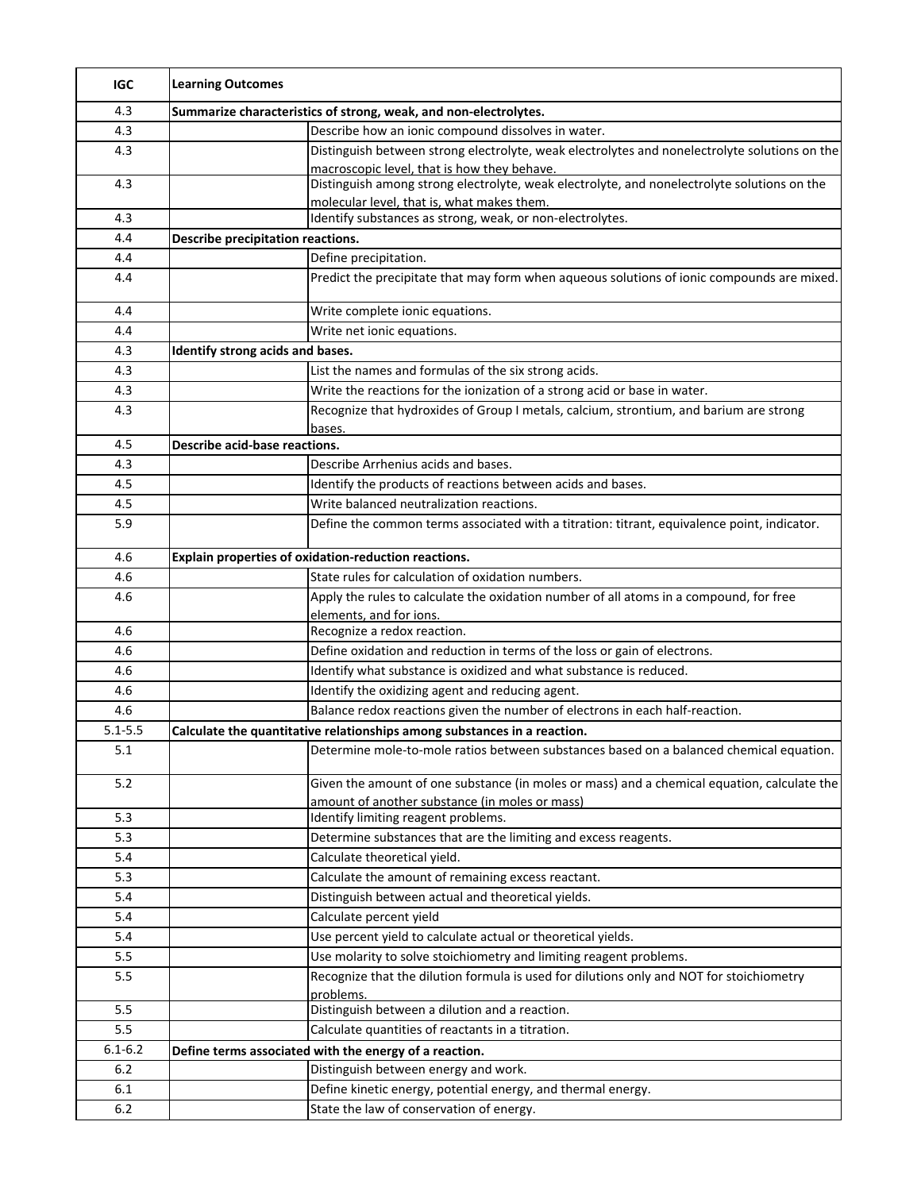| IGC | Learning Outcomes | |
|---|---|---|
| 4.3 | **Summarize characteristics of strong, weak, and non-electrolytes.** | |
| 4.3 | | Describe how an ionic compound dissolves in water. |
| 4.3 | | Distinguish between strong electrolyte, weak electrolytes and nonelectrolyte solutions on the macroscopic level, that is how they behave. |
| 4.3 | | Distinguish among strong electrolyte, weak electrolyte, and nonelectrolyte solutions on the molecular level, that is, what makes them. |
| 4.3 | | Identify substances as strong, weak, or non-electrolytes. |
| 4.4 | **Describe precipitation reactions.** | |
| 4.4 | | Define precipitation. |
| 4.4 | | Predict the precipitate that may form when aqueous solutions of ionic compounds are mixed. |
| 4.4 | | Write complete ionic equations. |
| 4.4 | | Write net ionic equations. |
| 4.3 | **Identify strong acids and bases.** | |
| 4.3 | | List the names and formulas of the six strong acids. |
| 4.3 | | Write the reactions for the ionization of a strong acid or base in water. |
| 4.3 | | Recognize that hydroxides of Group I metals, calcium, strontium, and barium are strong bases. |
| 4.5 | **Describe acid-base reactions.** | |
| 4.3 | | Describe Arrhenius acids and bases. |
| 4.5 | | Identify the products of reactions between acids and bases. |
| 4.5 | | Write balanced neutralization reactions. |
| 5.9 | | Define the common terms associated with a titration: titrant, equivalence point, indicator. |
| 4.6 | **Explain properties of oxidation-reduction reactions.** | |
| 4.6 | | State rules for calculation of oxidation numbers. |
| 4.6 | | Apply the rules to calculate the oxidation number of all atoms in a compound, for free elements, and for ions. |
| 4.6 | | Recognize a redox reaction. |
| 4.6 | | Define oxidation and reduction in terms of the loss or gain of electrons. |
| 4.6 | | Identify what substance is oxidized and what substance is reduced. |
| 4.6 | | Identify the oxidizing agent and reducing agent. |
| 4.6 | | Balance redox reactions given the number of electrons in each half-reaction. |
| 5.1-5.5 | **Calculate the quantitative relationships among substances in a reaction.** | |
| 5.1 | | Determine mole-to-mole ratios between substances based on a balanced chemical equation. |
| 5.2 | | Given the amount of one substance (in moles or mass) and a chemical equation, calculate the amount of another substance (in moles or mass) |
| 5.3 | | Identify limiting reagent problems. |
| 5.3 | | Determine substances that are the limiting and excess reagents. |
| 5.4 | | Calculate theoretical yield. |
| 5.3 | | Calculate the amount of remaining excess reactant. |
| 5.4 | | Distinguish between actual and theoretical yields. |
| 5.4 | | Calculate percent yield |
| 5.4 | | Use percent yield to calculate actual or theoretical yields. |
| 5.5 | | Use molarity to solve stoichiometry and limiting reagent problems. |
| 5.5 | | Recognize that the dilution formula is used for dilutions only and NOT for stoichiometry problems. |
| 5.5 | | Distinguish between a dilution and a reaction. |
| 5.5 | | Calculate quantities of reactants in a titration. |
| 6.1-6.2 | **Define terms associated with the energy of a reaction.** | |
| 6.2 | | Distinguish between energy and work. |
| 6.1 | | Define kinetic energy, potential energy, and thermal energy. |
| 6.2 | | State the law of conservation of energy. |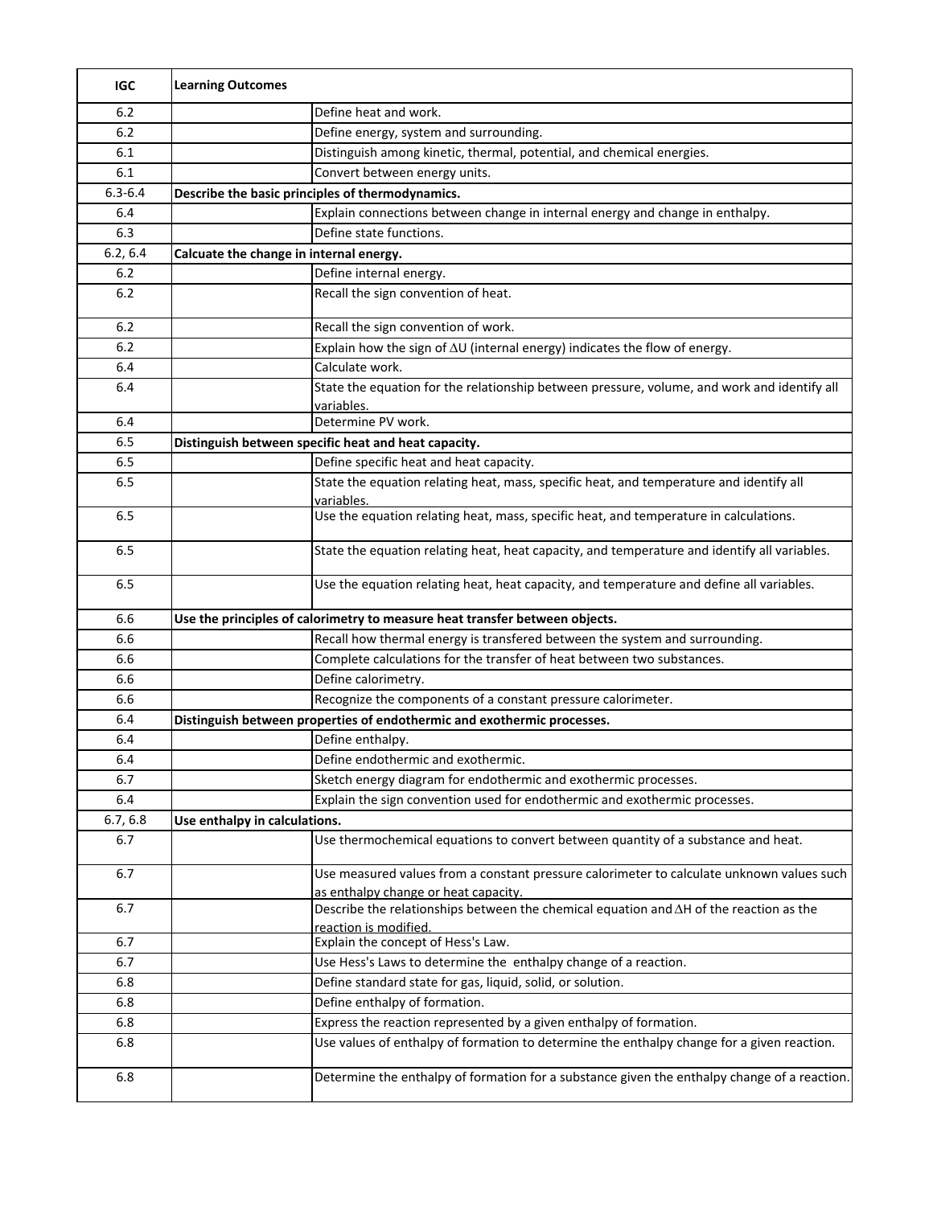| IGC | Learning Outcomes | |
|---|---|---|
| 6.2 | | Define heat and work. |
| 6.2 | | Define energy, system and surrounding. |
| 6.1 | | Distinguish among kinetic, thermal, potential, and chemical energies. |
| 6.1 | | Convert between energy units. |
| 6.3-6.4 | **Describe the basic principles of thermodynamics.** | |
| 6.4 | | Explain connections between change in internal energy and change in enthalpy. |
| 6.3 | | Define state functions. |
| 6.2, 6.4 | **Calcuate the change in internal energy.** | |
| 6.2 | | Define internal energy. |
| 6.2 | | Recall the sign convention of heat. |
| 6.2 | | Recall the sign convention of work. |
| 6.2 | | Explain how the sign of $\Delta U$ (internal energy) indicates the flow of energy. |
| 6.4 | | Calculate work. |
| 6.4 | | State the equation for the relationship between pressure, volume, and work and identify all variables. |
| 6.4 | | Determine PV work. |
| 6.5 | **Distinguish between specific heat and heat capacity.** | |
| 6.5 | | Define specific heat and heat capacity. |
| 6.5 | | State the equation relating heat, mass, specific heat, and temperature and identify all variables. |
| 6.5 | | Use the equation relating heat, mass, specific heat, and temperature in calculations. |
| 6.5 | | State the equation relating heat, heat capacity, and temperature and identify all variables. |
| 6.5 | | Use the equation relating heat, heat capacity, and temperature and define all variables. |
| 6.6 | **Use the principles of calorimetry to measure heat transfer between objects.** | |
| 6.6 | | Recall how thermal energy is transfered between the system and surrounding. |
| 6.6 | | Complete calculations for the transfer of heat between two substances. |
| 6.6 | | Define calorimetry. |
| 6.6 | | Recognize the components of a constant pressure calorimeter. |
| 6.4 | **Distinguish between properties of endothermic and exothermic processes.** | |
| 6.4 | | Define enthalpy. |
| 6.4 | | Define endothermic and exothermic. |
| 6.7 | | Sketch energy diagram for endothermic and exothermic processes. |
| 6.4 | | Explain the sign convention used for endothermic and exothermic processes. |
| 6.7, 6.8 | **Use enthalpy in calculations.** | |
| 6.7 | | Use thermochemical equations to convert between quantity of a substance and heat. |
| 6.7 | | Use measured values from a constant pressure calorimeter to calculate unknown values such as enthalpy change or heat capacity. |
| 6.7 | | Describe the relationships between the chemical equation and $\Delta H$ of the reaction as the reaction is modified. |
| 6.7 | | Explain the concept of Hess's Law. |
| 6.7 | | Use Hess's Laws to determine the enthalpy change of a reaction. |
| 6.8 | | Define standard state for gas, liquid, solid, or solution. |
| 6.8 | | Define enthalpy of formation. |
| 6.8 | | Express the reaction represented by a given enthalpy of formation. |
| 6.8 | | Use values of enthalpy of formation to determine the enthalpy change for a given reaction. |
| 6.8 | | Determine the enthalpy of formation for a substance given the enthalpy change of a reaction. |